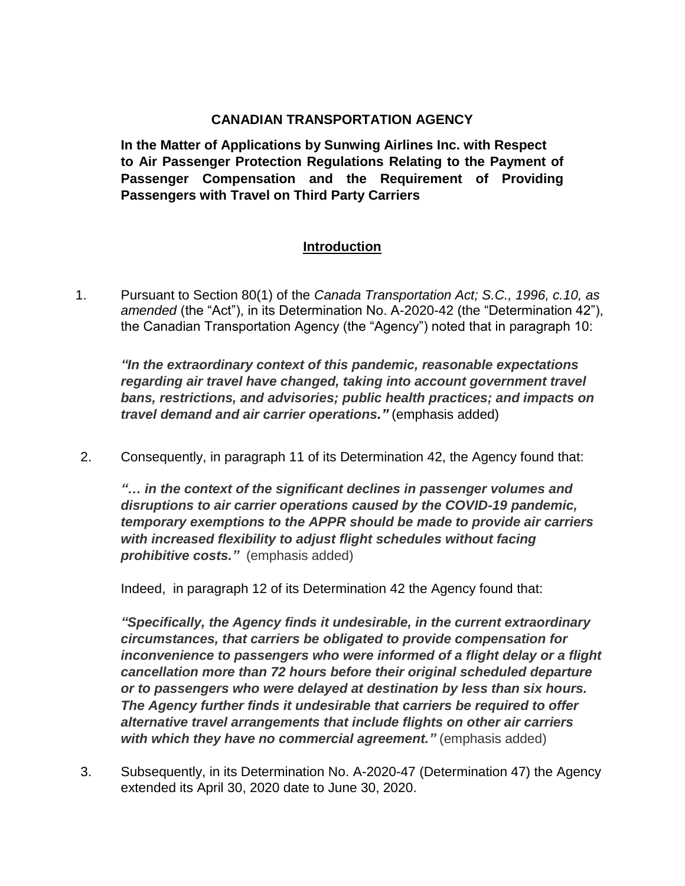**CANADIAN TRANSPORTATION AGENCY**

**In the Matter of Applications by Sunwing Airlines Inc. with Respect to Air Passenger Protection Regulations Relating to the Payment of Passenger Compensation and the Requirement of Providing Passengers with Travel on Third Party Carriers**

## Introduction

1. Pursuant to Section 80(1) of the *Canada Transportation Act; S.C., 1996, c.10, as amended* (the "Act"), in its Determination No. A-2020-42 (the "Determination 42"), the Canadian Transportation Agency (the "Agency") noted that in paragraph 10:

   ***"In the extraordinary context of this pandemic, reasonable expectations regarding air travel have changed, taking into account government travel bans, restrictions, and advisories; public health practices; and impacts on travel demand and air carrier operations."*** (emphasis added)

2. Consequently, in paragraph 11 of its Determination 42, the Agency found that:

   ***"… in the context of the significant declines in passenger volumes and disruptions to air carrier operations caused by the COVID-19 pandemic, temporary exemptions to the APPR should be made to provide air carriers with increased flexibility to adjust flight schedules without facing prohibitive costs."*** (emphasis added)

   Indeed, in paragraph 12 of its Determination 42 the Agency found that:

   ***"Specifically, the Agency finds it undesirable, in the current extraordinary circumstances, that carriers be obligated to provide compensation for inconvenience to passengers who were informed of a flight delay or a flight cancellation more than 72 hours before their original scheduled departure or to passengers who were delayed at destination by less than six hours. The Agency further finds it undesirable that carriers be required to offer alternative travel arrangements that include flights on other air carriers with which they have no commercial agreement."*** (emphasis added)

3. Subsequently, in its Determination No. A-2020-47 (Determination 47) the Agency extended its April 30, 2020 date to June 30, 2020.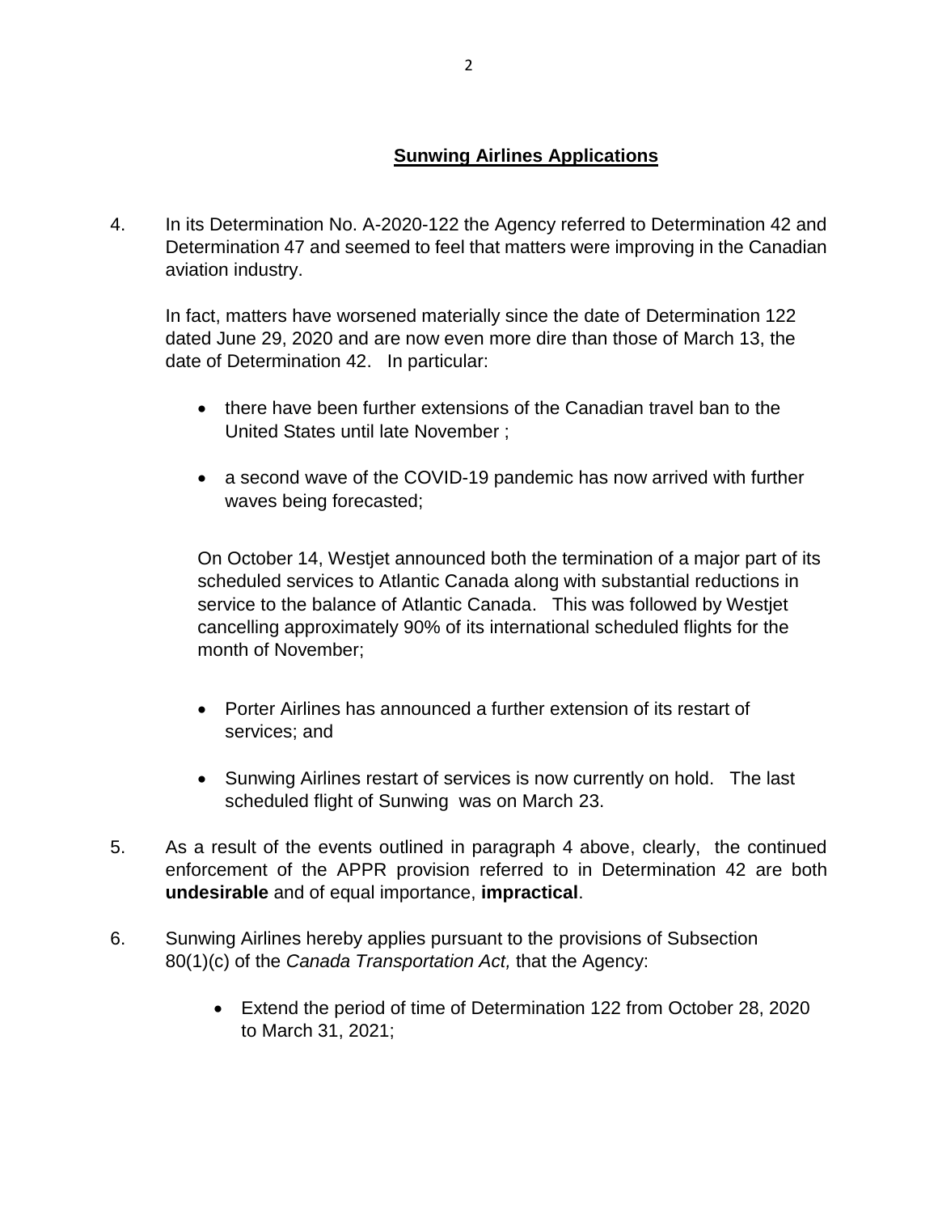## **Sunwing Airlines Applications**

4. In its Determination No. A-2020-122 the Agency referred to Determination 42 and Determination 47 and seemed to feel that matters were improving in the Canadian aviation industry.

   In fact, matters have worsened materially since the date of Determination 122 dated June 29, 2020 and are now even more dire than those of March 13, the date of Determination 42. In particular:

   - there have been further extensions of the Canadian travel ban to the United States until late November ;
   - a second wave of the COVID-19 pandemic has now arrived with further waves being forecasted;

   On October 14, Westjet announced both the termination of a major part of its scheduled services to Atlantic Canada along with substantial reductions in service to the balance of Atlantic Canada. This was followed by Westjet cancelling approximately 90% of its international scheduled flights for the month of November;

   - Porter Airlines has announced a further extension of its restart of services; and
   - Sunwing Airlines restart of services is now currently on hold. The last scheduled flight of Sunwing was on March 23.

5. As a result of the events outlined in paragraph 4 above, clearly, the continued enforcement of the APPR provision referred to in Determination 42 are both **undesirable** and of equal importance, **impractical**.

6. Sunwing Airlines hereby applies pursuant to the provisions of Subsection 80(1)(c) of the *Canada Transportation Act,* that the Agency:

   - Extend the period of time of Determination 122 from October 28, 2020 to March 31, 2021;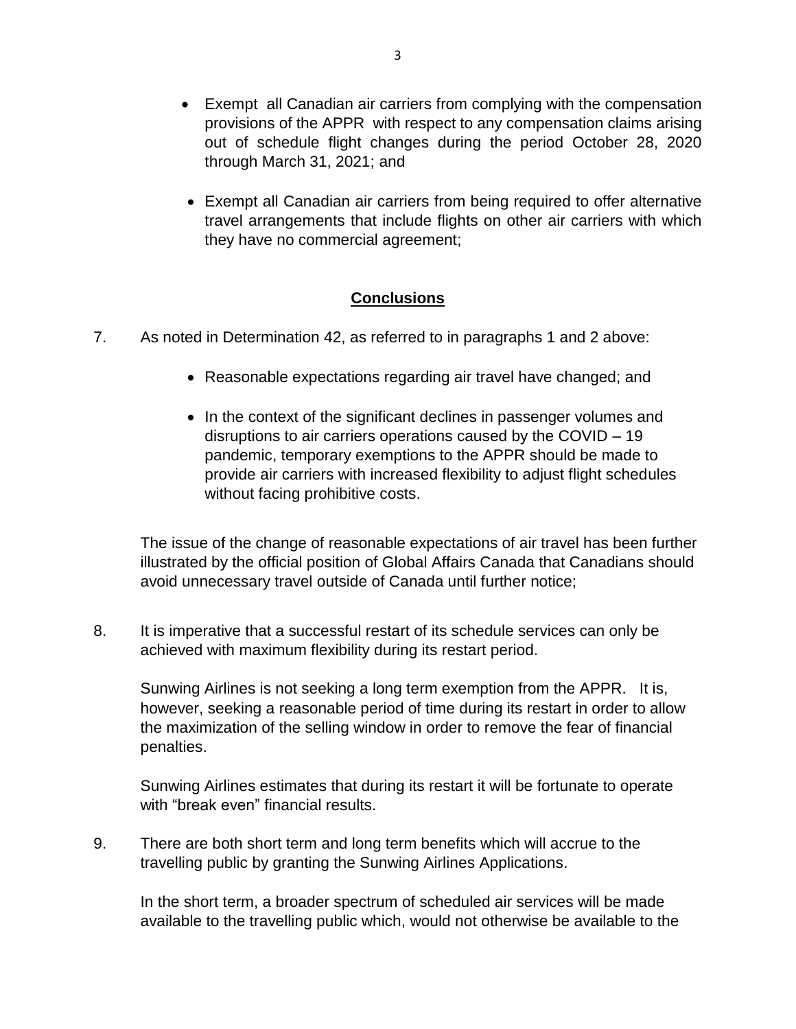- Exempt all Canadian air carriers from complying with the compensation provisions of the APPR with respect to any compensation claims arising out of schedule flight changes during the period October 28, 2020 through March 31, 2021; and

- Exempt all Canadian air carriers from being required to offer alternative travel arrangements that include flights on other air carriers with which they have no commercial agreement;

## Conclusions

7. As noted in Determination 42, as referred to in paragraphs 1 and 2 above:

   - Reasonable expectations regarding air travel have changed; and

   - In the context of the significant declines in passenger volumes and disruptions to air carriers operations caused by the COVID – 19 pandemic, temporary exemptions to the APPR should be made to provide air carriers with increased flexibility to adjust flight schedules without facing prohibitive costs.

   The issue of the change of reasonable expectations of air travel has been further illustrated by the official position of Global Affairs Canada that Canadians should avoid unnecessary travel outside of Canada until further notice;

8. It is imperative that a successful restart of its schedule services can only be achieved with maximum flexibility during its restart period.

   Sunwing Airlines is not seeking a long term exemption from the APPR. It is, however, seeking a reasonable period of time during its restart in order to allow the maximization of the selling window in order to remove the fear of financial penalties.

   Sunwing Airlines estimates that during its restart it will be fortunate to operate with "break even" financial results.

9. There are both short term and long term benefits which will accrue to the travelling public by granting the Sunwing Airlines Applications.

   In the short term, a broader spectrum of scheduled air services will be made available to the travelling public which, would not otherwise be available to the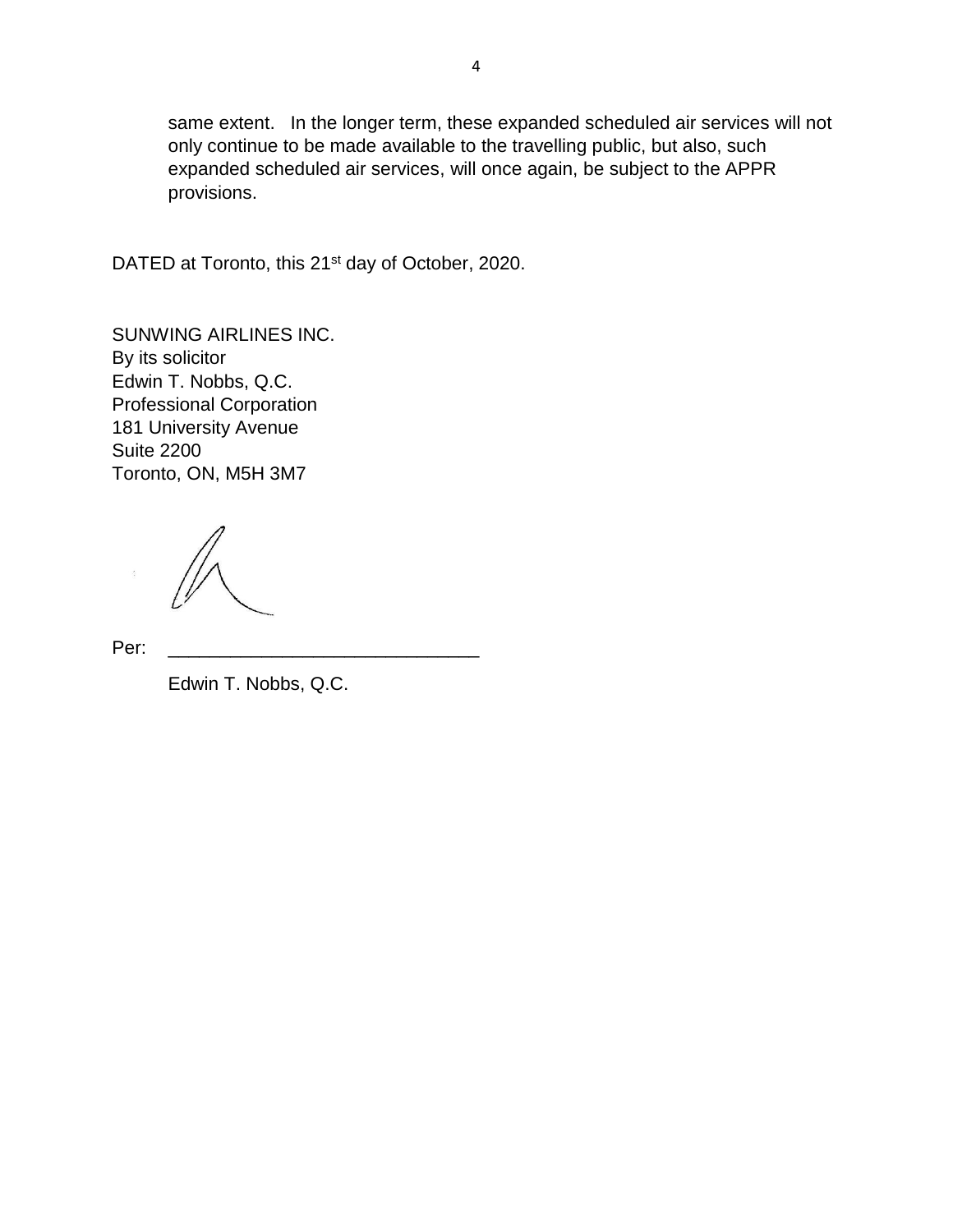same extent. In the longer term, these expanded scheduled air services will not only continue to be made available to the travelling public, but also, such expanded scheduled air services, will once again, be subject to the APPR provisions.

DATED at Toronto, this 21st day of October, 2020.

SUNWING AIRLINES INC.
By its solicitor
Edwin T. Nobbs, Q.C.
Professional Corporation
181 University Avenue
Suite 2200
Toronto, ON, M5H 3M7

Per: ______________________________

Edwin T. Nobbs, Q.C.